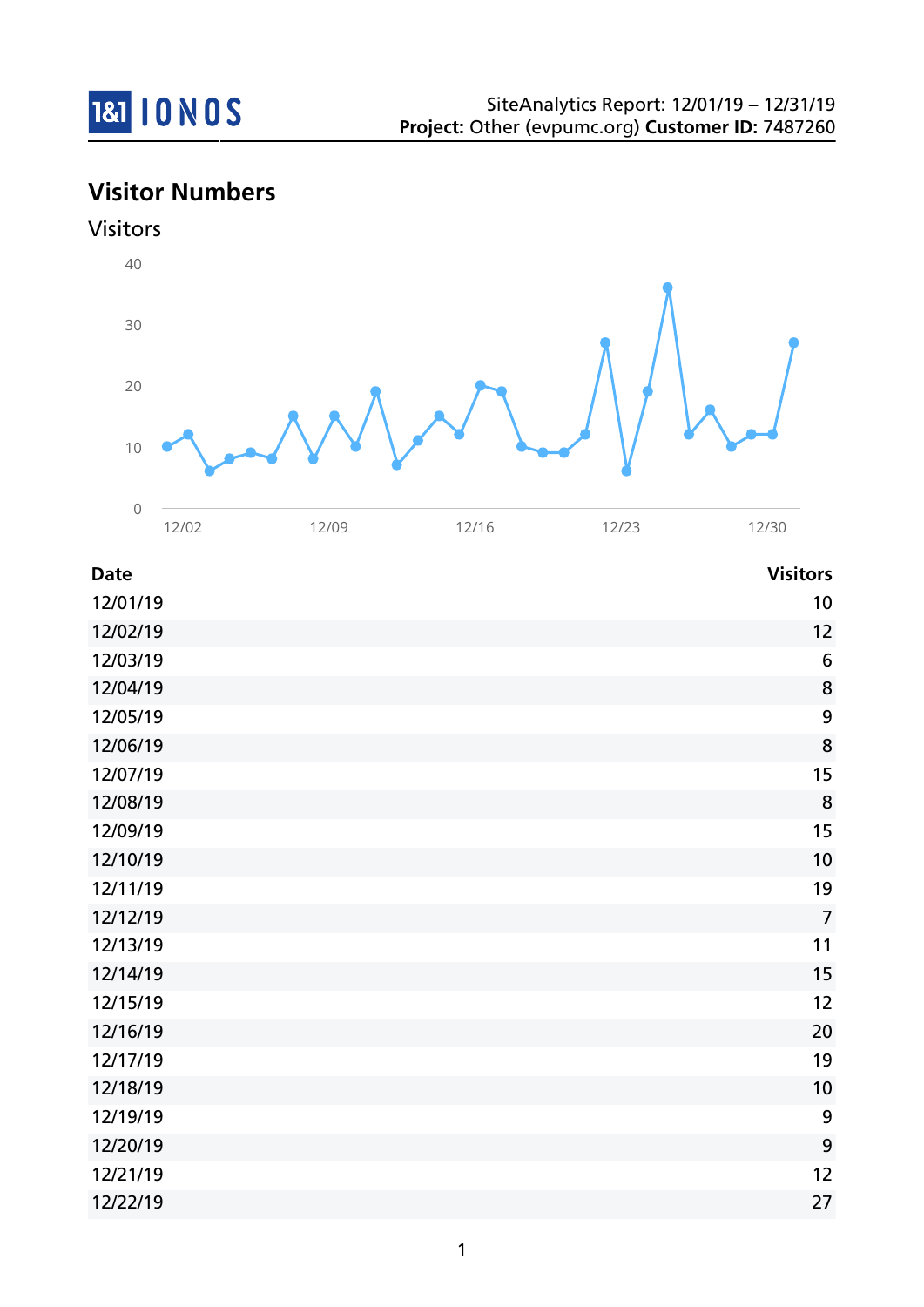SiteAnalytics Report: 12/01/19 – 12/31/19
**Project:** Other (evpumc.org) **Customer ID:** 7487260

## Visitor Numbers

### Visitors

| Date | Visitors |
|---|---|
| 12/01/19 | 10 |
| 12/02/19 | 12 |
| 12/03/19 | 6 |
| 12/04/19 | 8 |
| 12/05/19 | 9 |
| 12/06/19 | 8 |
| 12/07/19 | 15 |
| 12/08/19 | 8 |
| 12/09/19 | 15 |
| 12/10/19 | 10 |
| 12/11/19 | 19 |
| 12/12/19 | 7 |
| 12/13/19 | 11 |
| 12/14/19 | 15 |
| 12/15/19 | 12 |
| 12/16/19 | 20 |
| 12/17/19 | 19 |
| 12/18/19 | 10 |
| 12/19/19 | 9 |
| 12/20/19 | 9 |
| 12/21/19 | 12 |
| 12/22/19 | 27 |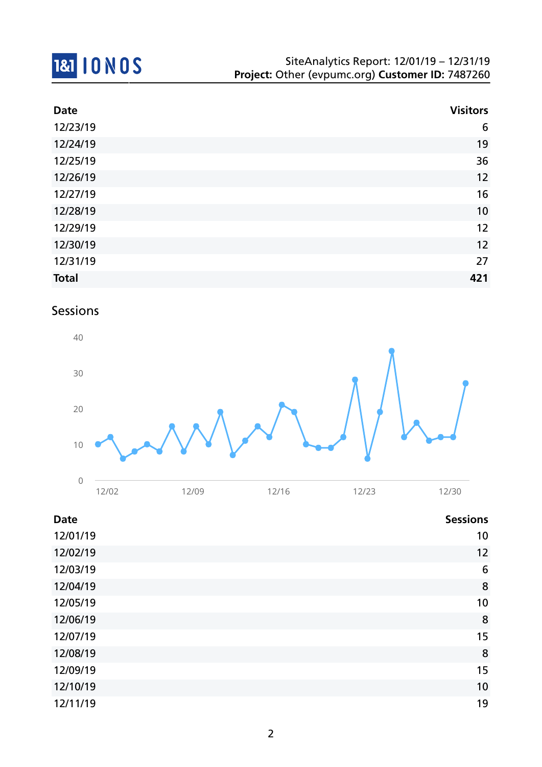| Date | Visitors |
|---|---|
| 12/23/19 | 6 |
| 12/24/19 | 19 |
| 12/25/19 | 36 |
| 12/26/19 | 12 |
| 12/27/19 | 16 |
| 12/28/19 | 10 |
| 12/29/19 | 12 |
| 12/30/19 | 12 |
| 12/31/19 | 27 |
| **Total** | **421** |

## Sessions

| Date | Sessions |
|---|---|
| 12/01/19 | 10 |
| 12/02/19 | 12 |
| 12/03/19 | 6 |
| 12/04/19 | 8 |
| 12/05/19 | 10 |
| 12/06/19 | 8 |
| 12/07/19 | 15 |
| 12/08/19 | 8 |
| 12/09/19 | 15 |
| 12/10/19 | 10 |
| 12/11/19 | 19 |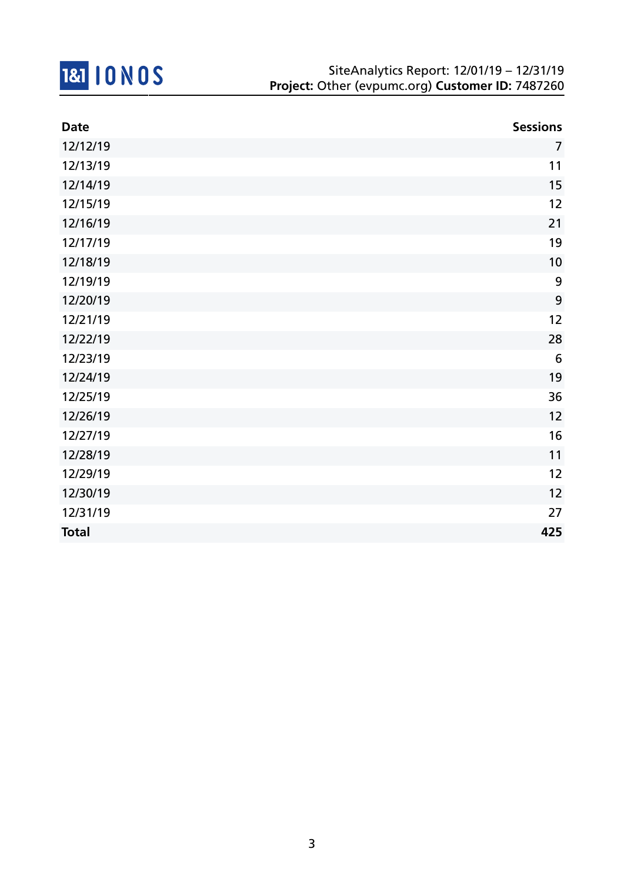| Date | Sessions |
|---|---:|
| 12/12/19 | 7 |
| 12/13/19 | 11 |
| 12/14/19 | 15 |
| 12/15/19 | 12 |
| 12/16/19 | 21 |
| 12/17/19 | 19 |
| 12/18/19 | 10 |
| 12/19/19 | 9 |
| 12/20/19 | 9 |
| 12/21/19 | 12 |
| 12/22/19 | 28 |
| 12/23/19 | 6 |
| 12/24/19 | 19 |
| 12/25/19 | 36 |
| 12/26/19 | 12 |
| 12/27/19 | 16 |
| 12/28/19 | 11 |
| 12/29/19 | 12 |
| 12/30/19 | 12 |
| 12/31/19 | 27 |
| **Total** | **425** |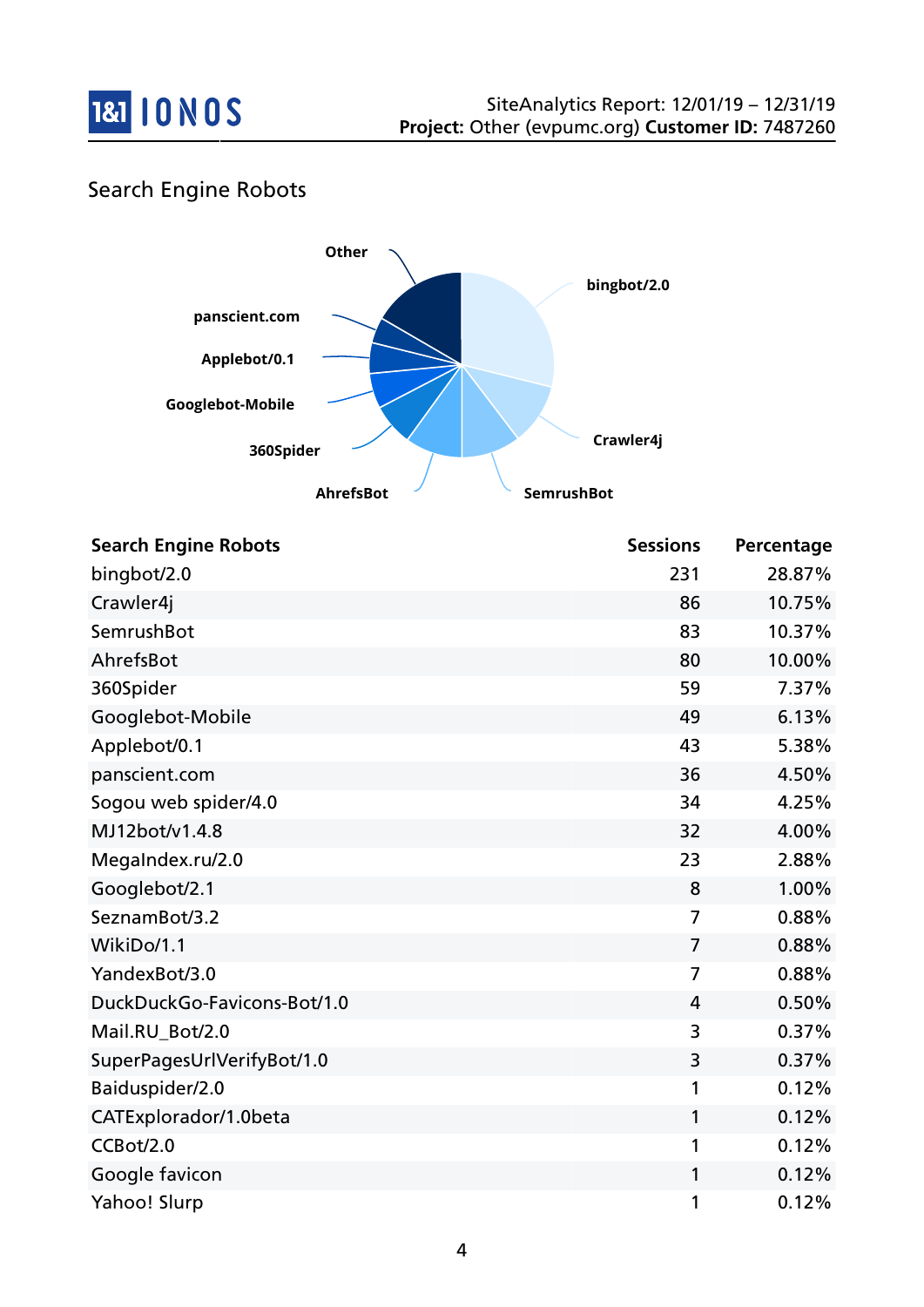## Search Engine Robots

| Search Engine Robots | Sessions | Percentage |
|---|---|---|
| bingbot/2.0 | 231 | 28.87% |
| Crawler4j | 86 | 10.75% |
| SemrushBot | 83 | 10.37% |
| AhrefsBot | 80 | 10.00% |
| 360Spider | 59 | 7.37% |
| Googlebot-Mobile | 49 | 6.13% |
| Applebot/0.1 | 43 | 5.38% |
| panscient.com | 36 | 4.50% |
| Sogou web spider/4.0 | 34 | 4.25% |
| MJ12bot/v1.4.8 | 32 | 4.00% |
| MegaIndex.ru/2.0 | 23 | 2.88% |
| Googlebot/2.1 | 8 | 1.00% |
| SeznamBot/3.2 | 7 | 0.88% |
| WikiDo/1.1 | 7 | 0.88% |
| YandexBot/3.0 | 7 | 0.88% |
| DuckDuckGo-Favicons-Bot/1.0 | 4 | 0.50% |
| Mail.RU_Bot/2.0 | 3 | 0.37% |
| SuperPagesUrlVerifyBot/1.0 | 3 | 0.37% |
| Baiduspider/2.0 | 1 | 0.12% |
| CATExplorador/1.0beta | 1 | 0.12% |
| CCBot/2.0 | 1 | 0.12% |
| Google favicon | 1 | 0.12% |
| Yahoo! Slurp | 1 | 0.12% |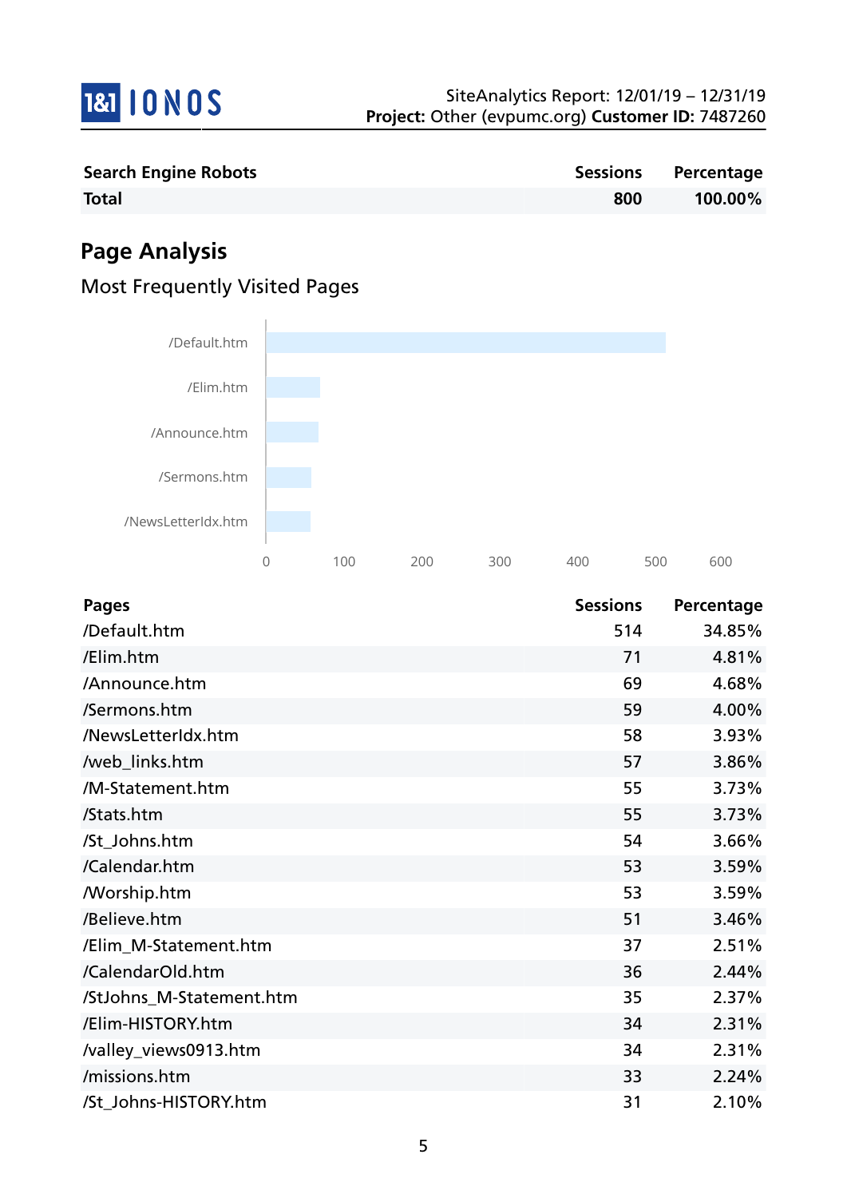| Search Engine Robots | Sessions | Percentage |
|---|---|---|
| **Total** | **800** | **100.00%** |

## Page Analysis

### Most Frequently Visited Pages

| Pages | Sessions | Percentage |
|---|---|---|
| /Default.htm | 514 | 34.85% |
| /Elim.htm | 71 | 4.81% |
| /Announce.htm | 69 | 4.68% |
| /Sermons.htm | 59 | 4.00% |
| /NewsLetterIdx.htm | 58 | 3.93% |
| /web_links.htm | 57 | 3.86% |
| /M-Statement.htm | 55 | 3.73% |
| /Stats.htm | 55 | 3.73% |
| /St_Johns.htm | 54 | 3.66% |
| /Calendar.htm | 53 | 3.59% |
| /Worship.htm | 53 | 3.59% |
| /Believe.htm | 51 | 3.46% |
| /Elim_M-Statement.htm | 37 | 2.51% |
| /CalendarOld.htm | 36 | 2.44% |
| /StJohns_M-Statement.htm | 35 | 2.37% |
| /Elim-HISTORY.htm | 34 | 2.31% |
| /valley_views0913.htm | 34 | 2.31% |
| /missions.htm | 33 | 2.24% |
| /St_Johns-HISTORY.htm | 31 | 2.10% |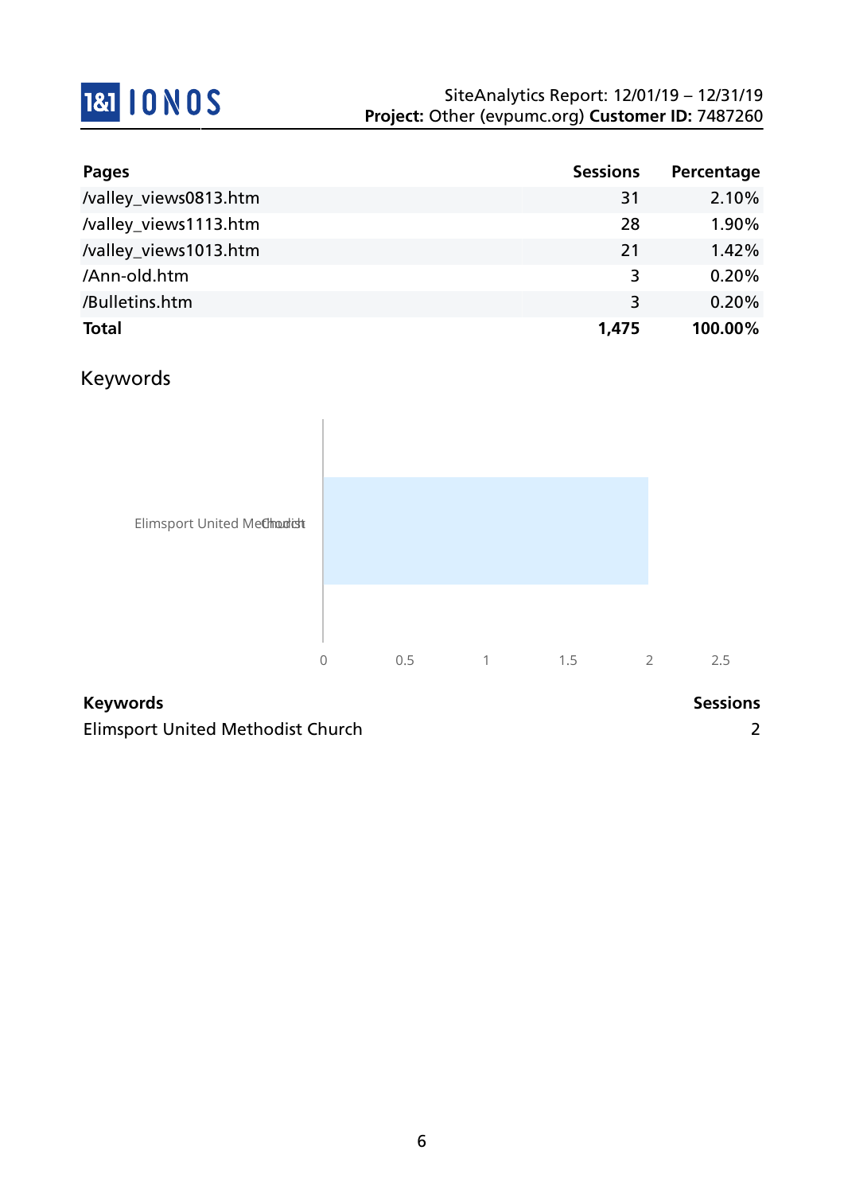| Pages | Sessions | Percentage |
|---|---|---|
| /valley_views0813.htm | 31 | 2.10% |
| /valley_views1113.htm | 28 | 1.90% |
| /valley_views1013.htm | 21 | 1.42% |
| /Ann-old.htm | 3 | 0.20% |
| /Bulletins.htm | 3 | 0.20% |
| **Total** | **1,475** | **100.00%** |

## Keywords

| Keywords | Sessions |
|---|---|
| Elimsport United Methodist Church | 2 |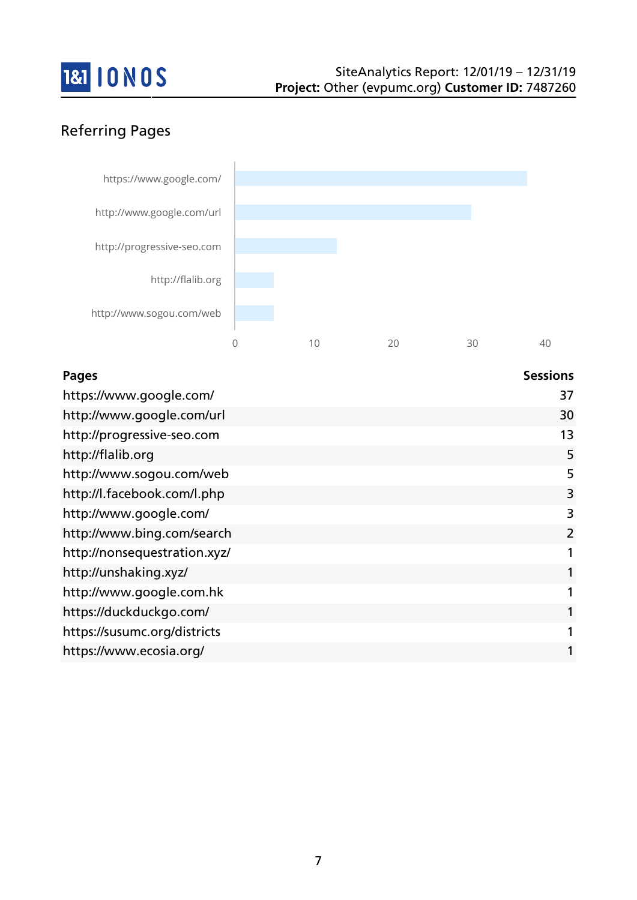## Referring Pages

| Pages | Sessions |
|---|---|
| https://www.google.com/ | 37 |
| http://www.google.com/url | 30 |
| http://progressive-seo.com | 13 |
| http://flalib.org | 5 |
| http://www.sogou.com/web | 5 |
| http://l.facebook.com/l.php | 3 |
| http://www.google.com/ | 3 |
| http://www.bing.com/search | 2 |
| http://nonsequestration.xyz/ | 1 |
| http://unshaking.xyz/ | 1 |
| http://www.google.com.hk | 1 |
| https://duckduckgo.com/ | 1 |
| https://susumc.org/districts | 1 |
| https://www.ecosia.org/ | 1 |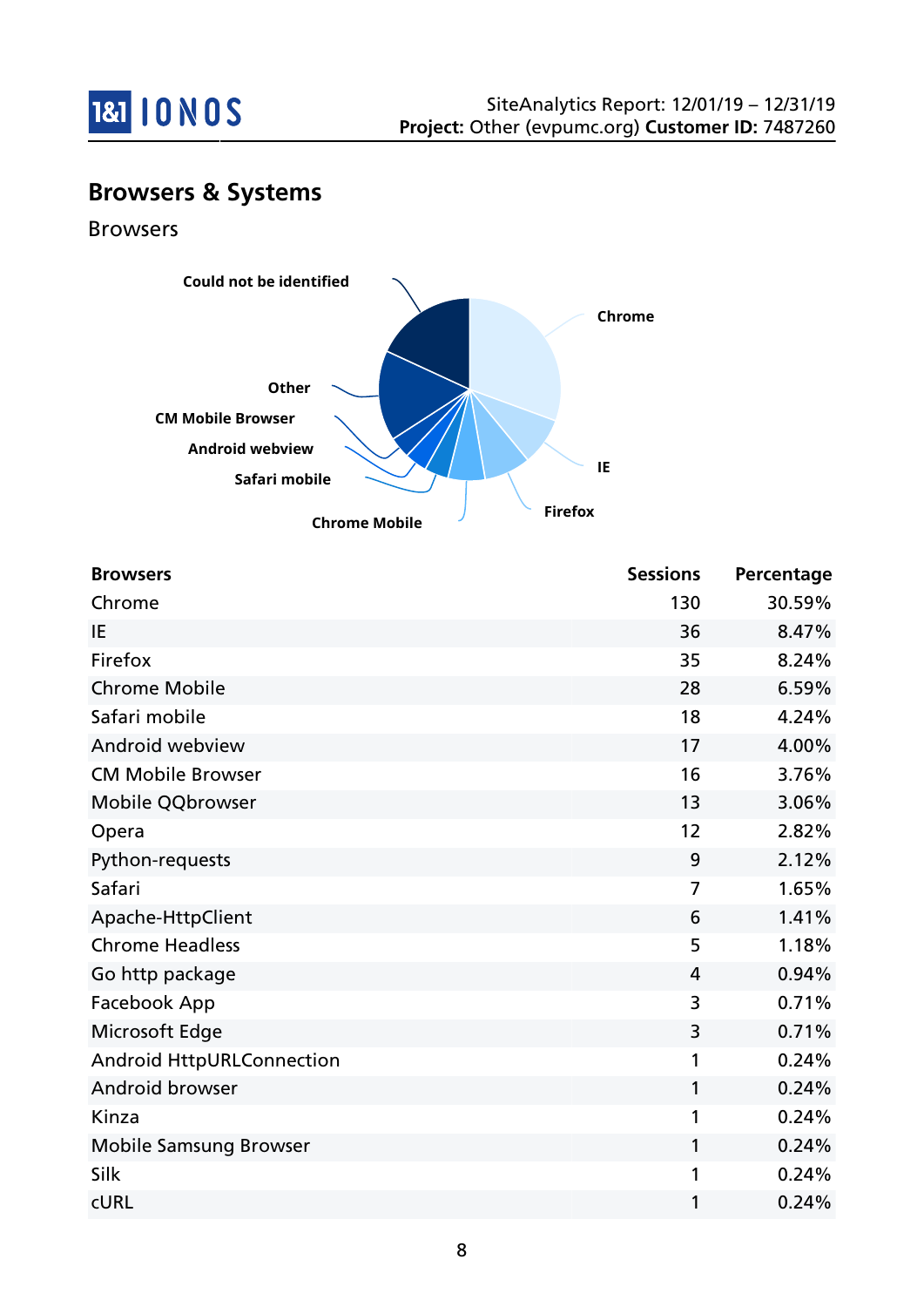## Browsers & Systems

### Browsers

| Browsers | Sessions | Percentage |
| --- | --- | --- |
| Chrome | 130 | 30.59% |
| IE | 36 | 8.47% |
| Firefox | 35 | 8.24% |
| Chrome Mobile | 28 | 6.59% |
| Safari mobile | 18 | 4.24% |
| Android webview | 17 | 4.00% |
| CM Mobile Browser | 16 | 3.76% |
| Mobile QQbrowser | 13 | 3.06% |
| Opera | 12 | 2.82% |
| Python-requests | 9 | 2.12% |
| Safari | 7 | 1.65% |
| Apache-HttpClient | 6 | 1.41% |
| Chrome Headless | 5 | 1.18% |
| Go http package | 4 | 0.94% |
| Facebook App | 3 | 0.71% |
| Microsoft Edge | 3 | 0.71% |
| Android HttpURLConnection | 1 | 0.24% |
| Android browser | 1 | 0.24% |
| Kinza | 1 | 0.24% |
| Mobile Samsung Browser | 1 | 0.24% |
| Silk | 1 | 0.24% |
| cURL | 1 | 0.24% |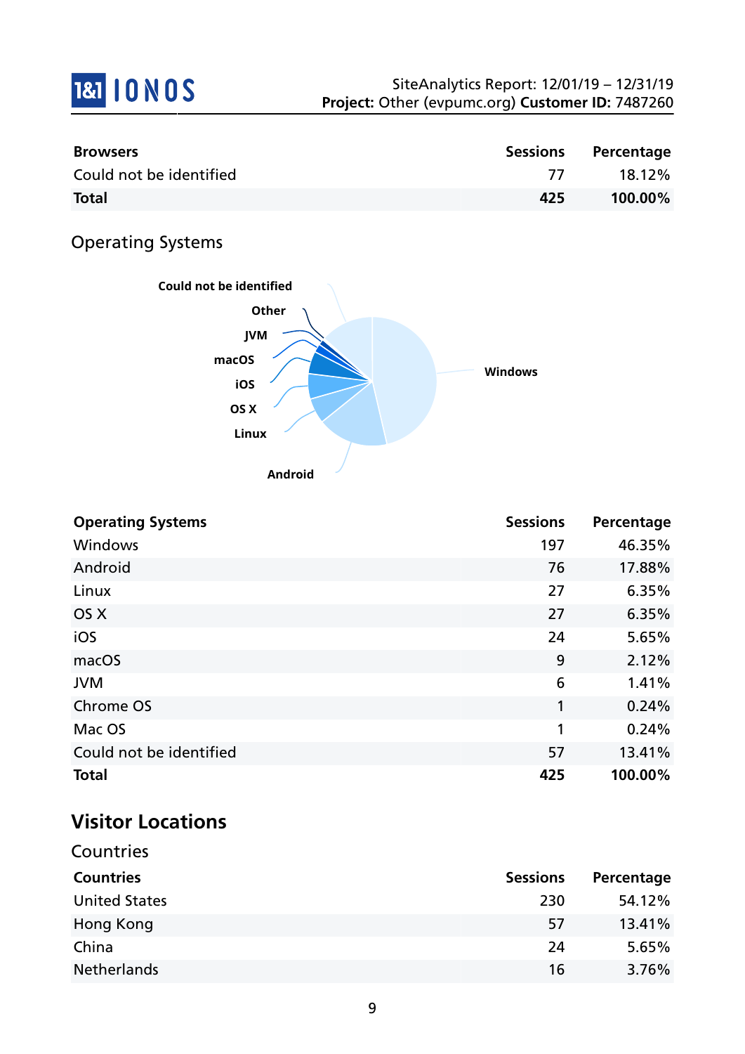| Browsers | Sessions | Percentage |
|---|---|---|
| Could not be identified | 77 | 18.12% |
| **Total** | **425** | **100.00%** |

### Operating Systems

| Operating Systems | Sessions | Percentage |
|---|---|---|
| Windows | 197 | 46.35% |
| Android | 76 | 17.88% |
| Linux | 27 | 6.35% |
| OS X | 27 | 6.35% |
| iOS | 24 | 5.65% |
| macOS | 9 | 2.12% |
| JVM | 6 | 1.41% |
| Chrome OS | 1 | 0.24% |
| Mac OS | 1 | 0.24% |
| Could not be identified | 57 | 13.41% |
| **Total** | **425** | **100.00%** |

## Visitor Locations

### Countries

| Countries | Sessions | Percentage |
|---|---|---|
| United States | 230 | 54.12% |
| Hong Kong | 57 | 13.41% |
| China | 24 | 5.65% |
| Netherlands | 16 | 3.76% |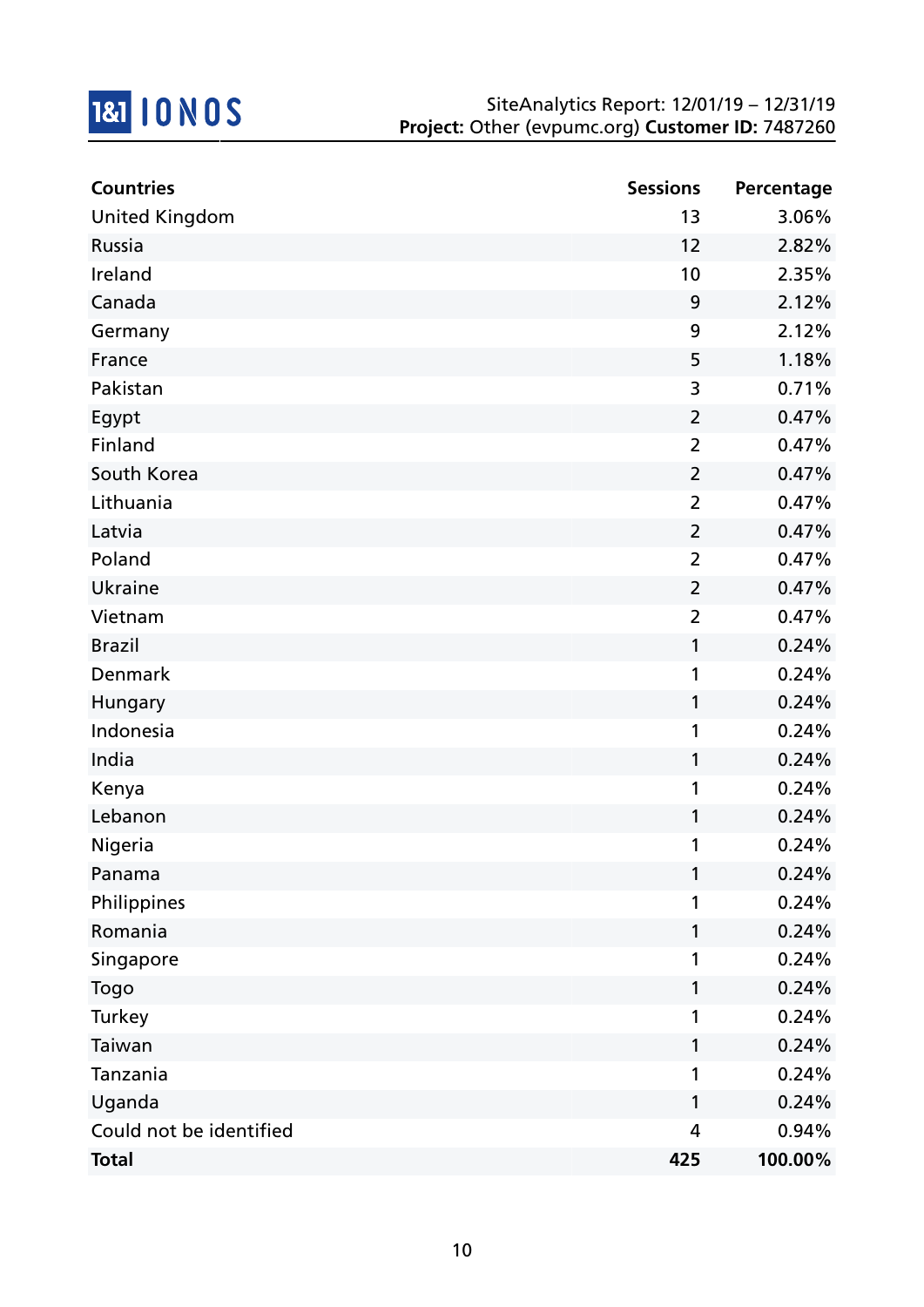| Countries | Sessions | Percentage |
|---|---|---|
| United Kingdom | 13 | 3.06% |
| Russia | 12 | 2.82% |
| Ireland | 10 | 2.35% |
| Canada | 9 | 2.12% |
| Germany | 9 | 2.12% |
| France | 5 | 1.18% |
| Pakistan | 3 | 0.71% |
| Egypt | 2 | 0.47% |
| Finland | 2 | 0.47% |
| South Korea | 2 | 0.47% |
| Lithuania | 2 | 0.47% |
| Latvia | 2 | 0.47% |
| Poland | 2 | 0.47% |
| Ukraine | 2 | 0.47% |
| Vietnam | 2 | 0.47% |
| Brazil | 1 | 0.24% |
| Denmark | 1 | 0.24% |
| Hungary | 1 | 0.24% |
| Indonesia | 1 | 0.24% |
| India | 1 | 0.24% |
| Kenya | 1 | 0.24% |
| Lebanon | 1 | 0.24% |
| Nigeria | 1 | 0.24% |
| Panama | 1 | 0.24% |
| Philippines | 1 | 0.24% |
| Romania | 1 | 0.24% |
| Singapore | 1 | 0.24% |
| Togo | 1 | 0.24% |
| Turkey | 1 | 0.24% |
| Taiwan | 1 | 0.24% |
| Tanzania | 1 | 0.24% |
| Uganda | 1 | 0.24% |
| Could not be identified | 4 | 0.94% |
| **Total** | **425** | **100.00%** |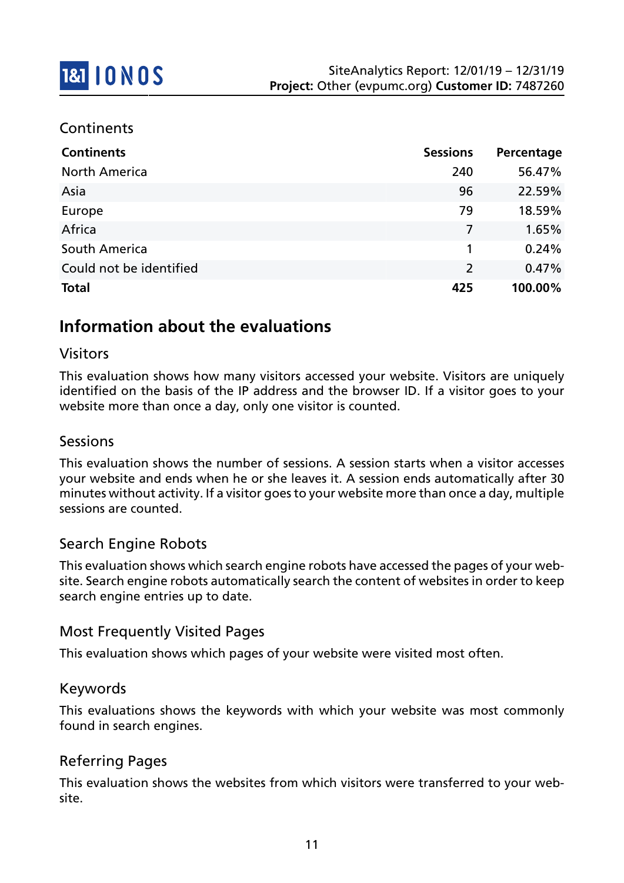## Continents

| Continents | Sessions | Percentage |
|---|---|---|
| North America | 240 | 56.47% |
| Asia | 96 | 22.59% |
| Europe | 79 | 18.59% |
| Africa | 7 | 1.65% |
| South America | 1 | 0.24% |
| Could not be identified | 2 | 0.47% |
| **Total** | **425** | **100.00%** |

# Information about the evaluations

## Visitors

This evaluation shows how many visitors accessed your website. Visitors are uniquely identified on the basis of the IP address and the browser ID. If a visitor goes to your website more than once a day, only one visitor is counted.

## Sessions

This evaluation shows the number of sessions. A session starts when a visitor accesses your website and ends when he or she leaves it. A session ends automatically after 30 minutes without activity. If a visitor goes to your website more than once a day, multiple sessions are counted.

## Search Engine Robots

This evaluation shows which search engine robots have accessed the pages of your website. Search engine robots automatically search the content of websites in order to keep search engine entries up to date.

## Most Frequently Visited Pages

This evaluation shows which pages of your website were visited most often.

## Keywords

This evaluations shows the keywords with which your website was most commonly found in search engines.

## Referring Pages

This evaluation shows the websites from which visitors were transferred to your website.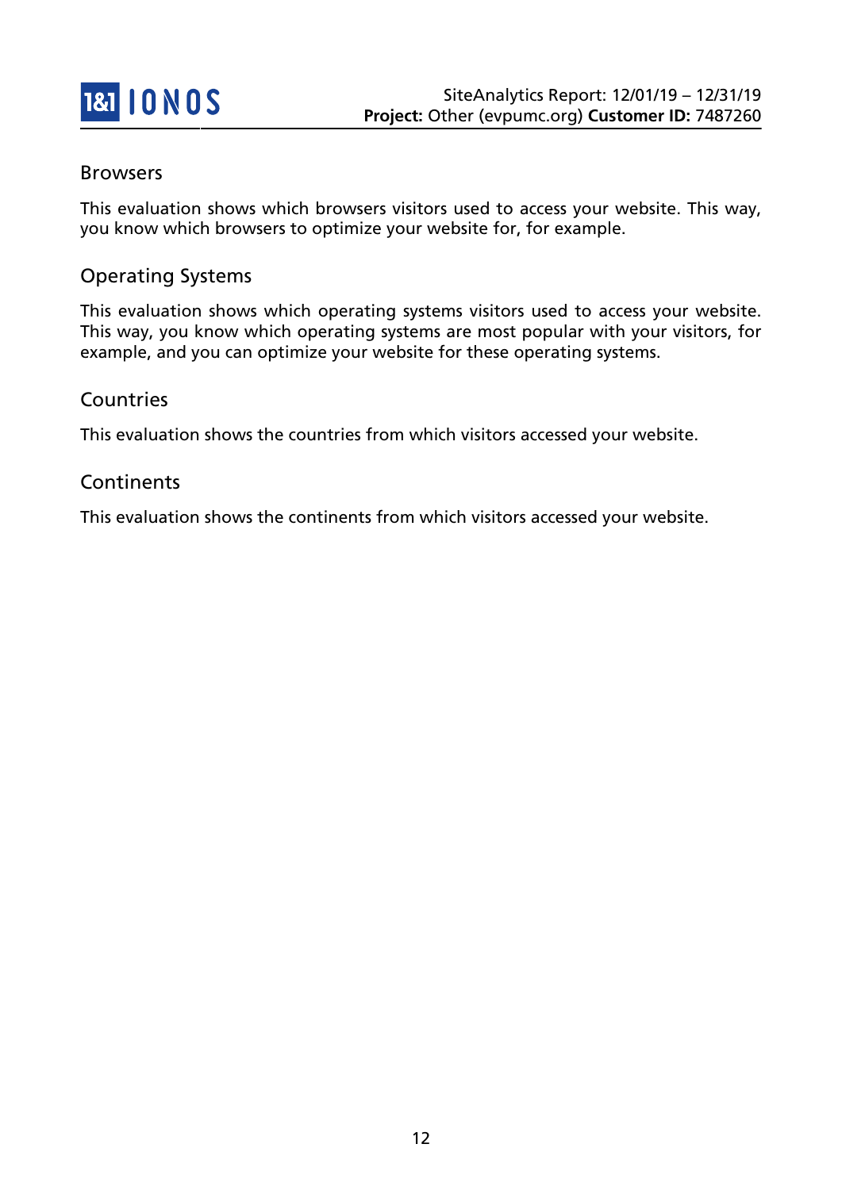## Browsers

This evaluation shows which browsers visitors used to access your website. This way, you know which browsers to optimize your website for, for example.

## Operating Systems

This evaluation shows which operating systems visitors used to access your website. This way, you know which operating systems are most popular with your visitors, for example, and you can optimize your website for these operating systems.

## Countries

This evaluation shows the countries from which visitors accessed your website.

## Continents

This evaluation shows the continents from which visitors accessed your website.